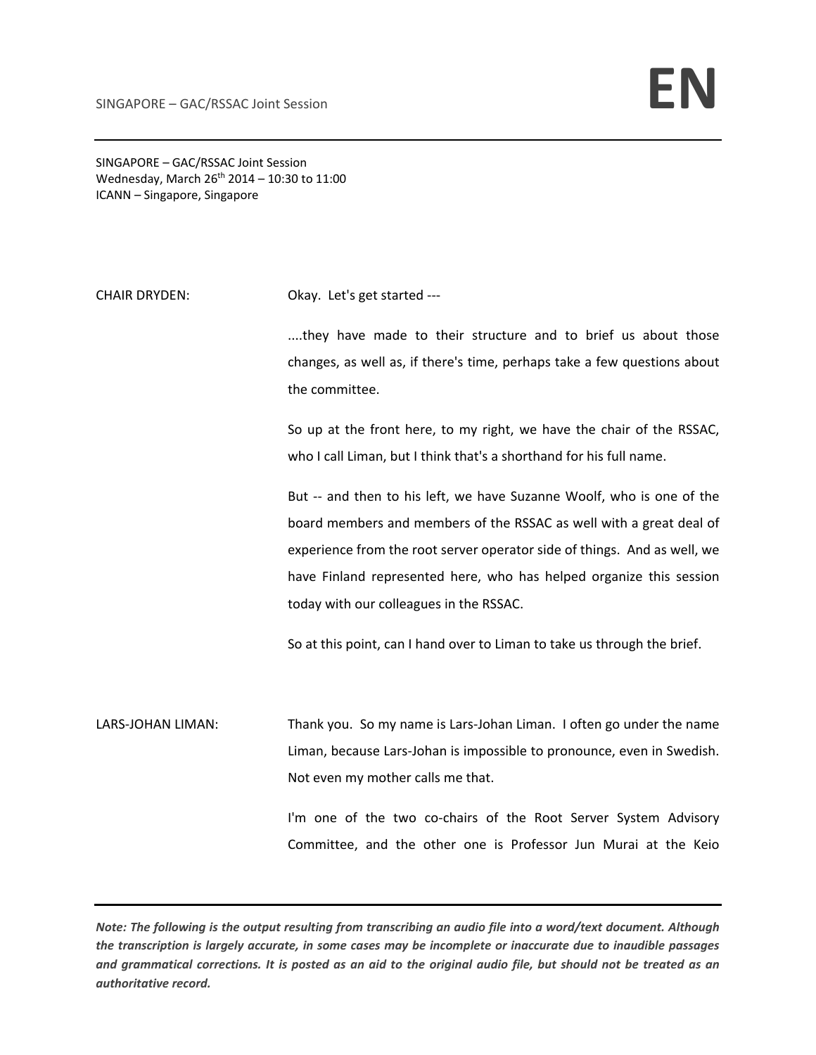SINGAPORE – GAC/RSSAC Joint Session
Wednesday, March 26th 2014 – 10:30 to 11:00
ICANN – Singapore, Singapore

CHAIR DRYDEN: Okay. Let's get started ---

....they have made to their structure and to brief us about those changes, as well as, if there's time, perhaps take a few questions about the committee.

So up at the front here, to my right, we have the chair of the RSSAC, who I call Liman, but I think that's a shorthand for his full name.

But -- and then to his left, we have Suzanne Woolf, who is one of the board members and members of the RSSAC as well with a great deal of experience from the root server operator side of things. And as well, we have Finland represented here, who has helped organize this session today with our colleagues in the RSSAC.

So at this point, can I hand over to Liman to take us through the brief.

LARS-JOHAN LIMAN: Thank you. So my name is Lars-Johan Liman. I often go under the name Liman, because Lars-Johan is impossible to pronounce, even in Swedish. Not even my mother calls me that.

I'm one of the two co-chairs of the Root Server System Advisory Committee, and the other one is Professor Jun Murai at the Keio

***Note: The following is the output resulting from transcribing an audio file into a word/text document. Although the transcription is largely accurate, in some cases may be incomplete or inaccurate due to inaudible passages and grammatical corrections. It is posted as an aid to the original audio file, but should not be treated as an authoritative record.***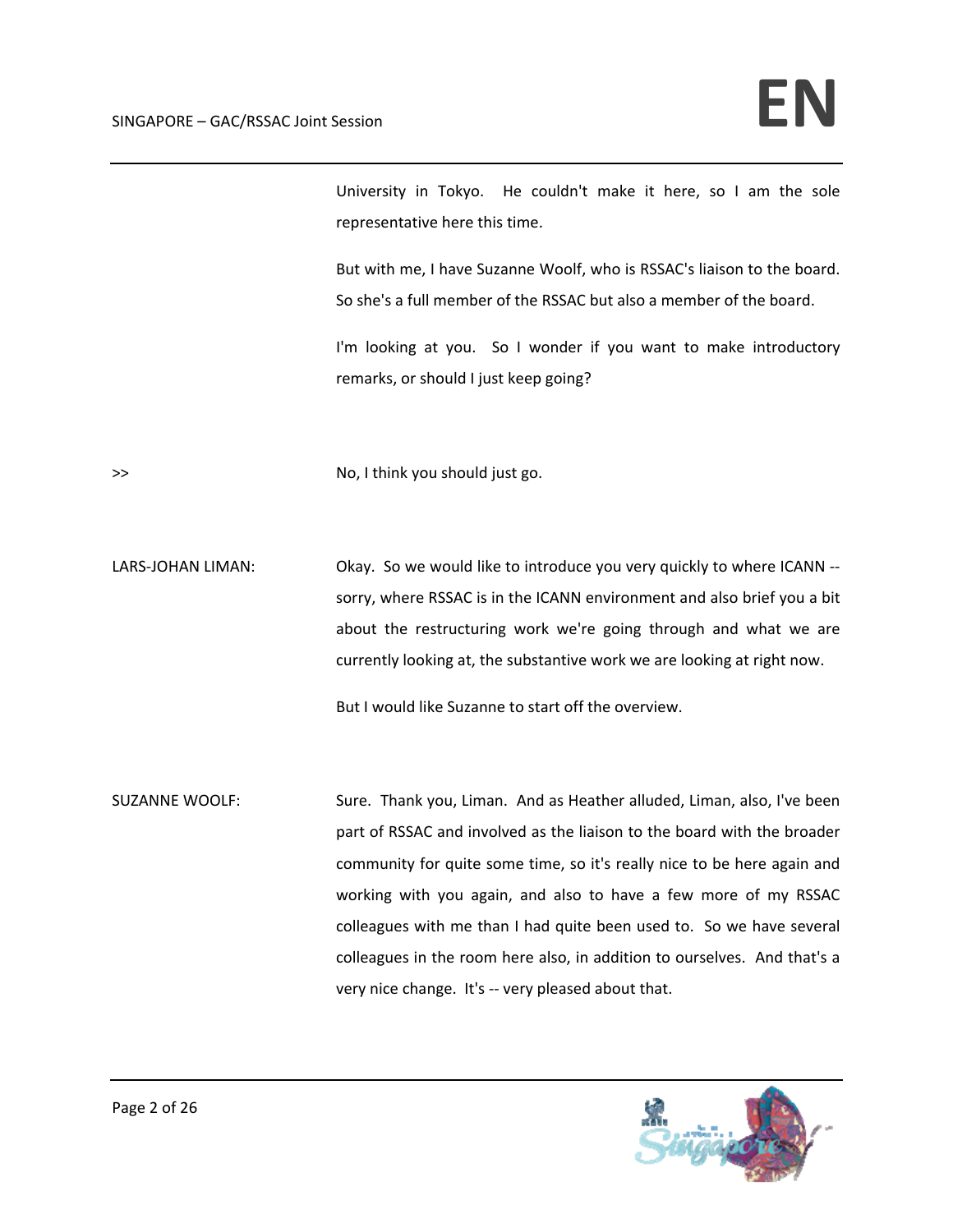University in Tokyo. He couldn't make it here, so I am the sole representative here this time.

But with me, I have Suzanne Woolf, who is RSSAC's liaison to the board. So she's a full member of the RSSAC but also a member of the board.

I'm looking at you. So I wonder if you want to make introductory remarks, or should I just keep going?

>> No, I think you should just go.

LARS-JOHAN LIMAN: Okay. So we would like to introduce you very quickly to where ICANN -- sorry, where RSSAC is in the ICANN environment and also brief you a bit about the restructuring work we're going through and what we are currently looking at, the substantive work we are looking at right now.

But I would like Suzanne to start off the overview.

SUZANNE WOOLF: Sure. Thank you, Liman. And as Heather alluded, Liman, also, I've been part of RSSAC and involved as the liaison to the board with the broader community for quite some time, so it's really nice to be here again and working with you again, and also to have a few more of my RSSAC colleagues with me than I had quite been used to. So we have several colleagues in the room here also, in addition to ourselves. And that's a very nice change. It's -- very pleased about that.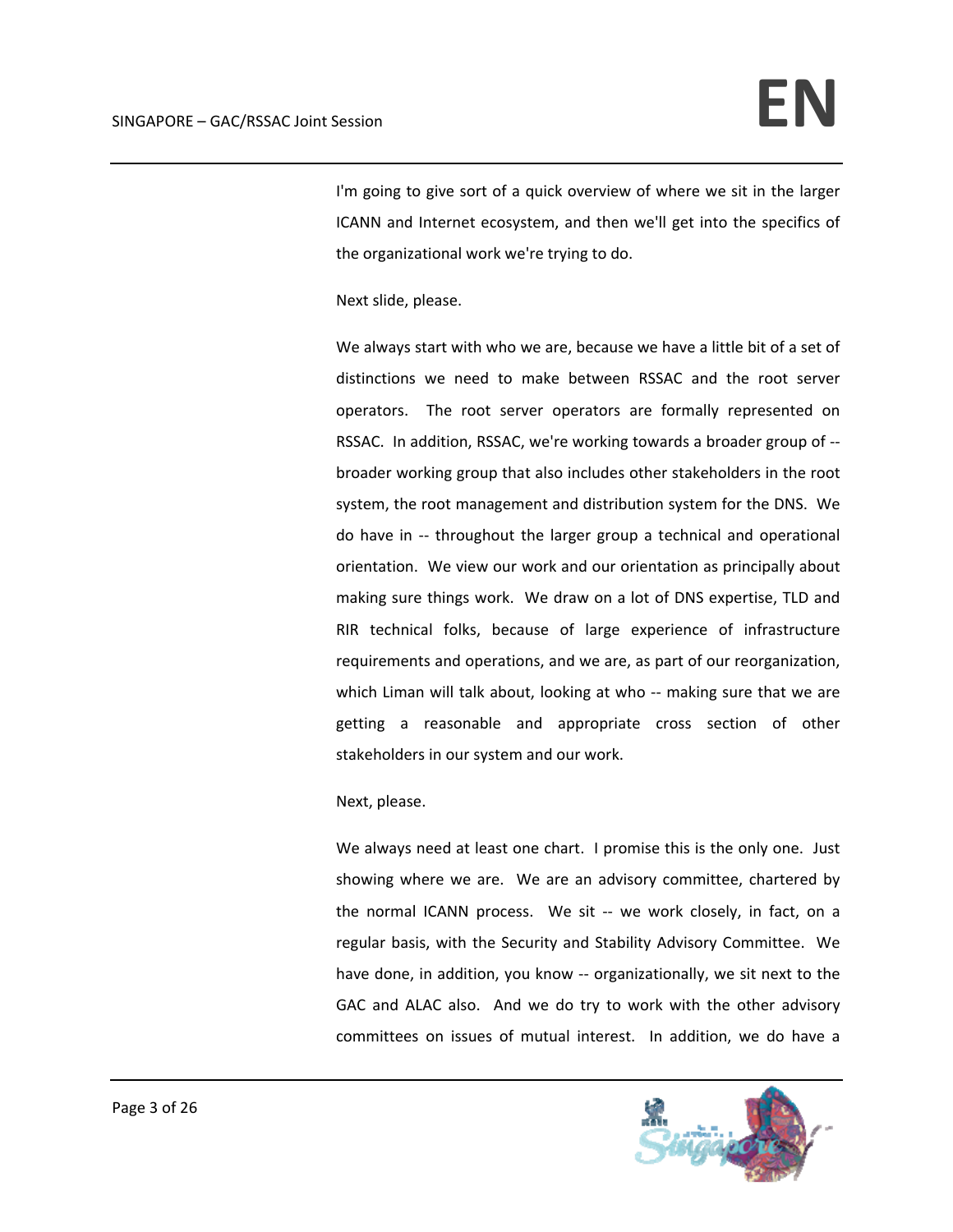I'm going to give sort of a quick overview of where we sit in the larger ICANN and Internet ecosystem, and then we'll get into the specifics of the organizational work we're trying to do.

Next slide, please.

We always start with who we are, because we have a little bit of a set of distinctions we need to make between RSSAC and the root server operators. The root server operators are formally represented on RSSAC. In addition, RSSAC, we're working towards a broader group of -- broader working group that also includes other stakeholders in the root system, the root management and distribution system for the DNS. We do have in -- throughout the larger group a technical and operational orientation. We view our work and our orientation as principally about making sure things work. We draw on a lot of DNS expertise, TLD and RIR technical folks, because of large experience of infrastructure requirements and operations, and we are, as part of our reorganization, which Liman will talk about, looking at who -- making sure that we are getting a reasonable and appropriate cross section of other stakeholders in our system and our work.

Next, please.

We always need at least one chart. I promise this is the only one. Just showing where we are. We are an advisory committee, chartered by the normal ICANN process. We sit -- we work closely, in fact, on a regular basis, with the Security and Stability Advisory Committee. We have done, in addition, you know -- organizationally, we sit next to the GAC and ALAC also. And we do try to work with the other advisory committees on issues of mutual interest. In addition, we do have a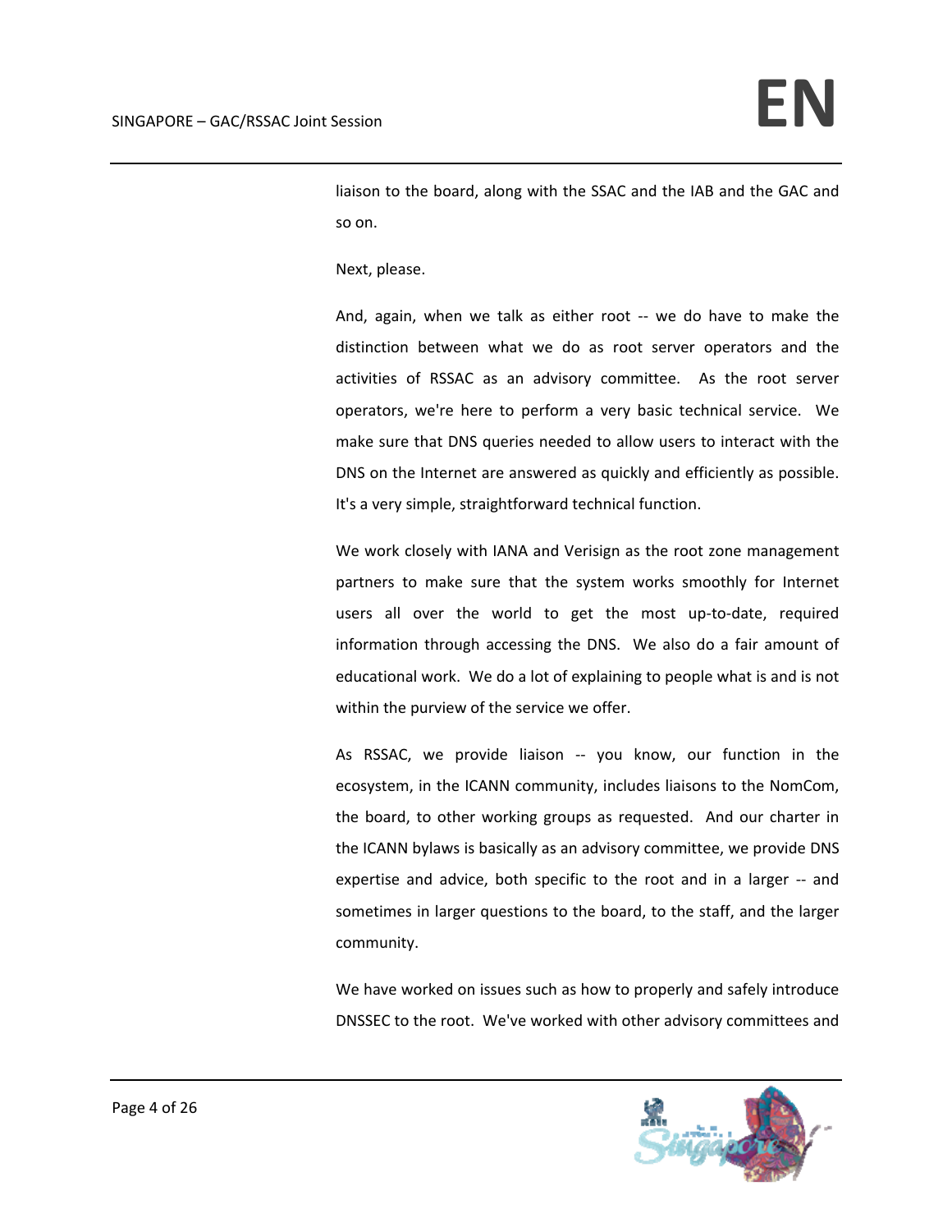liaison to the board, along with the SSAC and the IAB and the GAC and so on.

Next, please.

And, again, when we talk as either root -- we do have to make the distinction between what we do as root server operators and the activities of RSSAC as an advisory committee. As the root server operators, we're here to perform a very basic technical service. We make sure that DNS queries needed to allow users to interact with the DNS on the Internet are answered as quickly and efficiently as possible. It's a very simple, straightforward technical function.

We work closely with IANA and Verisign as the root zone management partners to make sure that the system works smoothly for Internet users all over the world to get the most up-to-date, required information through accessing the DNS. We also do a fair amount of educational work. We do a lot of explaining to people what is and is not within the purview of the service we offer.

As RSSAC, we provide liaison -- you know, our function in the ecosystem, in the ICANN community, includes liaisons to the NomCom, the board, to other working groups as requested. And our charter in the ICANN bylaws is basically as an advisory committee, we provide DNS expertise and advice, both specific to the root and in a larger -- and sometimes in larger questions to the board, to the staff, and the larger community.

We have worked on issues such as how to properly and safely introduce DNSSEC to the root. We've worked with other advisory committees and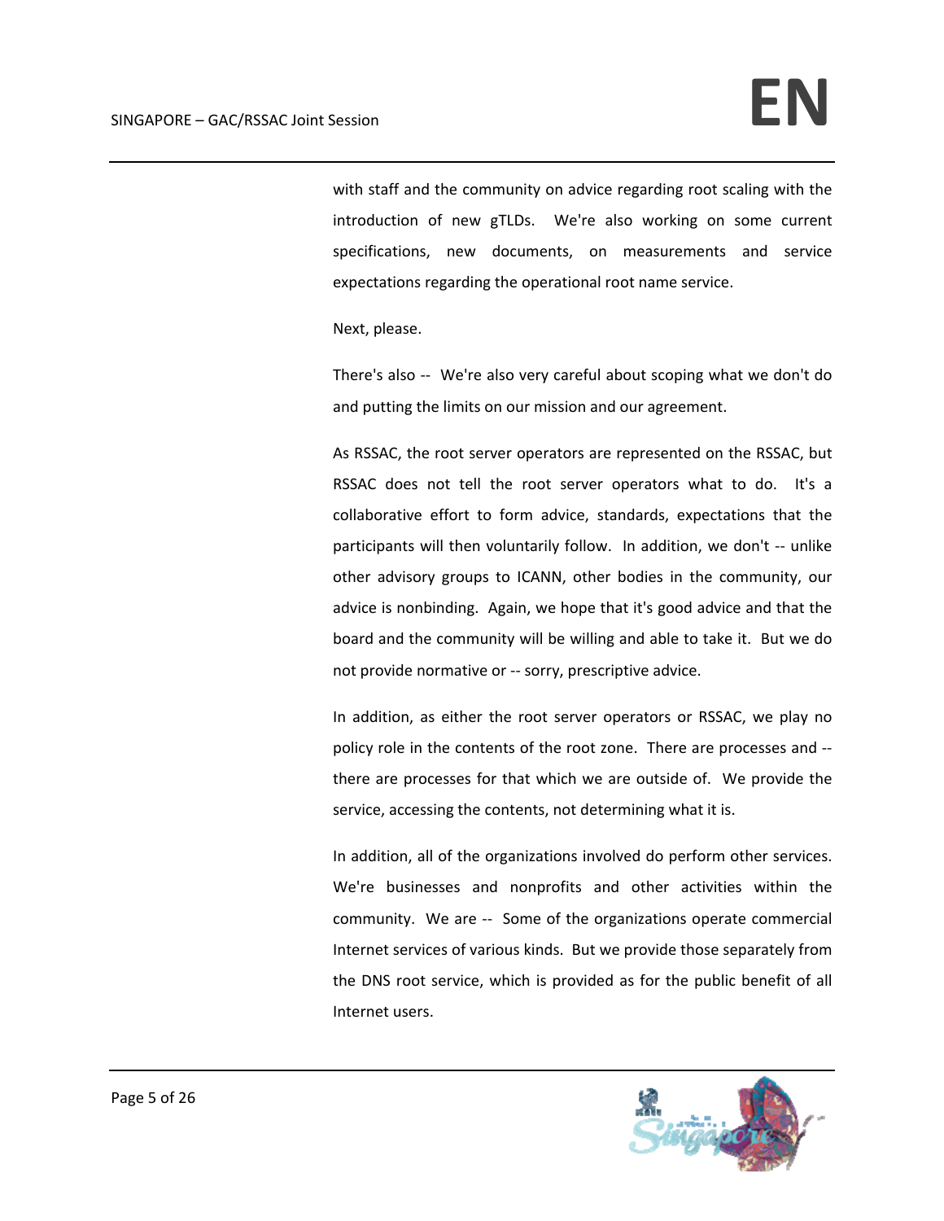with staff and the community on advice regarding root scaling with the introduction of new gTLDs. We're also working on some current specifications, new documents, on measurements and service expectations regarding the operational root name service.

Next, please.

There's also -- We're also very careful about scoping what we don't do and putting the limits on our mission and our agreement.

As RSSAC, the root server operators are represented on the RSSAC, but RSSAC does not tell the root server operators what to do. It's a collaborative effort to form advice, standards, expectations that the participants will then voluntarily follow. In addition, we don't -- unlike other advisory groups to ICANN, other bodies in the community, our advice is nonbinding. Again, we hope that it's good advice and that the board and the community will be willing and able to take it. But we do not provide normative or -- sorry, prescriptive advice.

In addition, as either the root server operators or RSSAC, we play no policy role in the contents of the root zone. There are processes and -- there are processes for that which we are outside of. We provide the service, accessing the contents, not determining what it is.

In addition, all of the organizations involved do perform other services. We're businesses and nonprofits and other activities within the community. We are -- Some of the organizations operate commercial Internet services of various kinds. But we provide those separately from the DNS root service, which is provided as for the public benefit of all Internet users.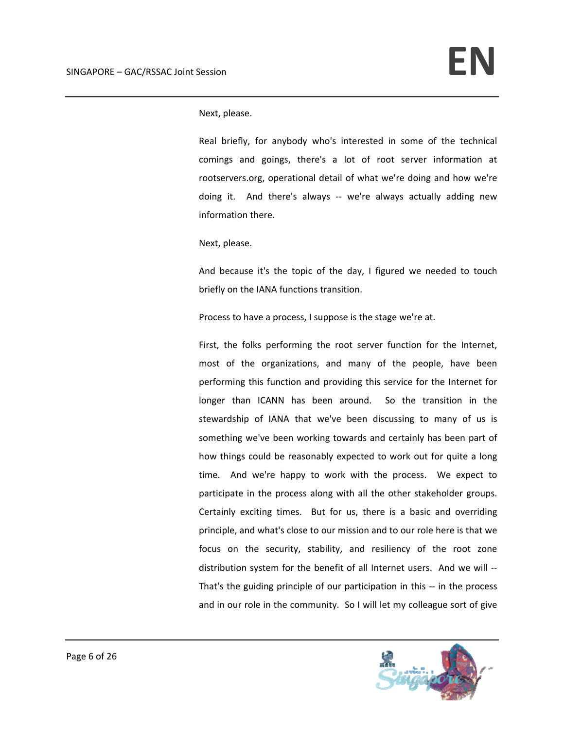Next, please.

Real briefly, for anybody who's interested in some of the technical comings and goings, there's a lot of root server information at rootservers.org, operational detail of what we're doing and how we're doing it. And there's always -- we're always actually adding new information there.

Next, please.

And because it's the topic of the day, I figured we needed to touch briefly on the IANA functions transition.

Process to have a process, I suppose is the stage we're at.

First, the folks performing the root server function for the Internet, most of the organizations, and many of the people, have been performing this function and providing this service for the Internet for longer than ICANN has been around. So the transition in the stewardship of IANA that we've been discussing to many of us is something we've been working towards and certainly has been part of how things could be reasonably expected to work out for quite a long time. And we're happy to work with the process. We expect to participate in the process along with all the other stakeholder groups. Certainly exciting times. But for us, there is a basic and overriding principle, and what's close to our mission and to our role here is that we focus on the security, stability, and resiliency of the root zone distribution system for the benefit of all Internet users. And we will -- That's the guiding principle of our participation in this -- in the process and in our role in the community. So I will let my colleague sort of give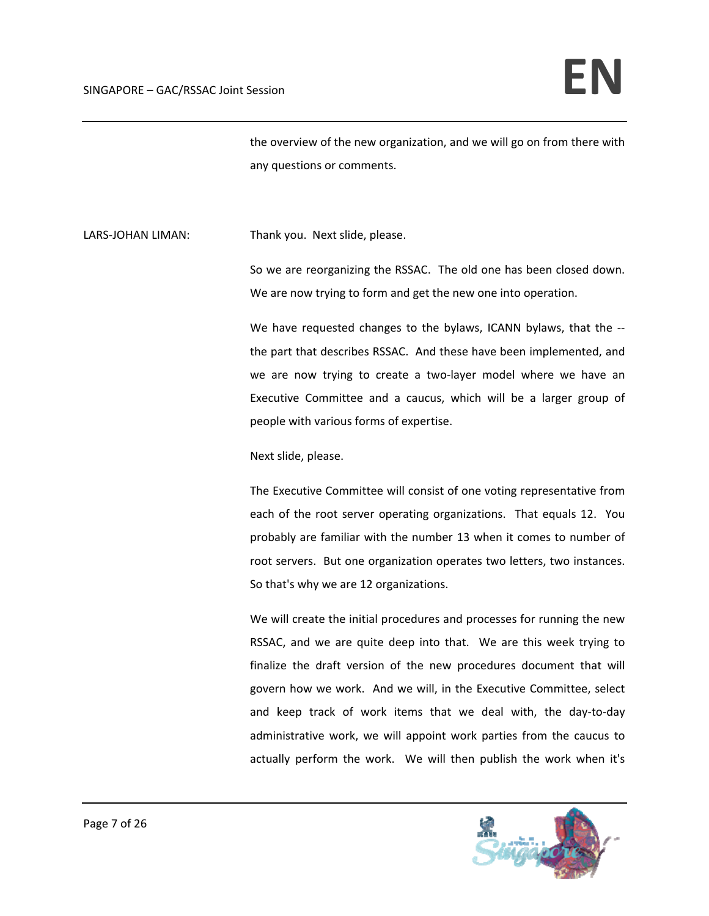the overview of the new organization, and we will go on from there with any questions or comments.

LARS-JOHAN LIMAN: Thank you. Next slide, please.

So we are reorganizing the RSSAC. The old one has been closed down. We are now trying to form and get the new one into operation.

We have requested changes to the bylaws, ICANN bylaws, that the -- the part that describes RSSAC. And these have been implemented, and we are now trying to create a two-layer model where we have an Executive Committee and a caucus, which will be a larger group of people with various forms of expertise.

Next slide, please.

The Executive Committee will consist of one voting representative from each of the root server operating organizations. That equals 12. You probably are familiar with the number 13 when it comes to number of root servers. But one organization operates two letters, two instances. So that's why we are 12 organizations.

We will create the initial procedures and processes for running the new RSSAC, and we are quite deep into that. We are this week trying to finalize the draft version of the new procedures document that will govern how we work. And we will, in the Executive Committee, select and keep track of work items that we deal with, the day-to-day administrative work, we will appoint work parties from the caucus to actually perform the work. We will then publish the work when it's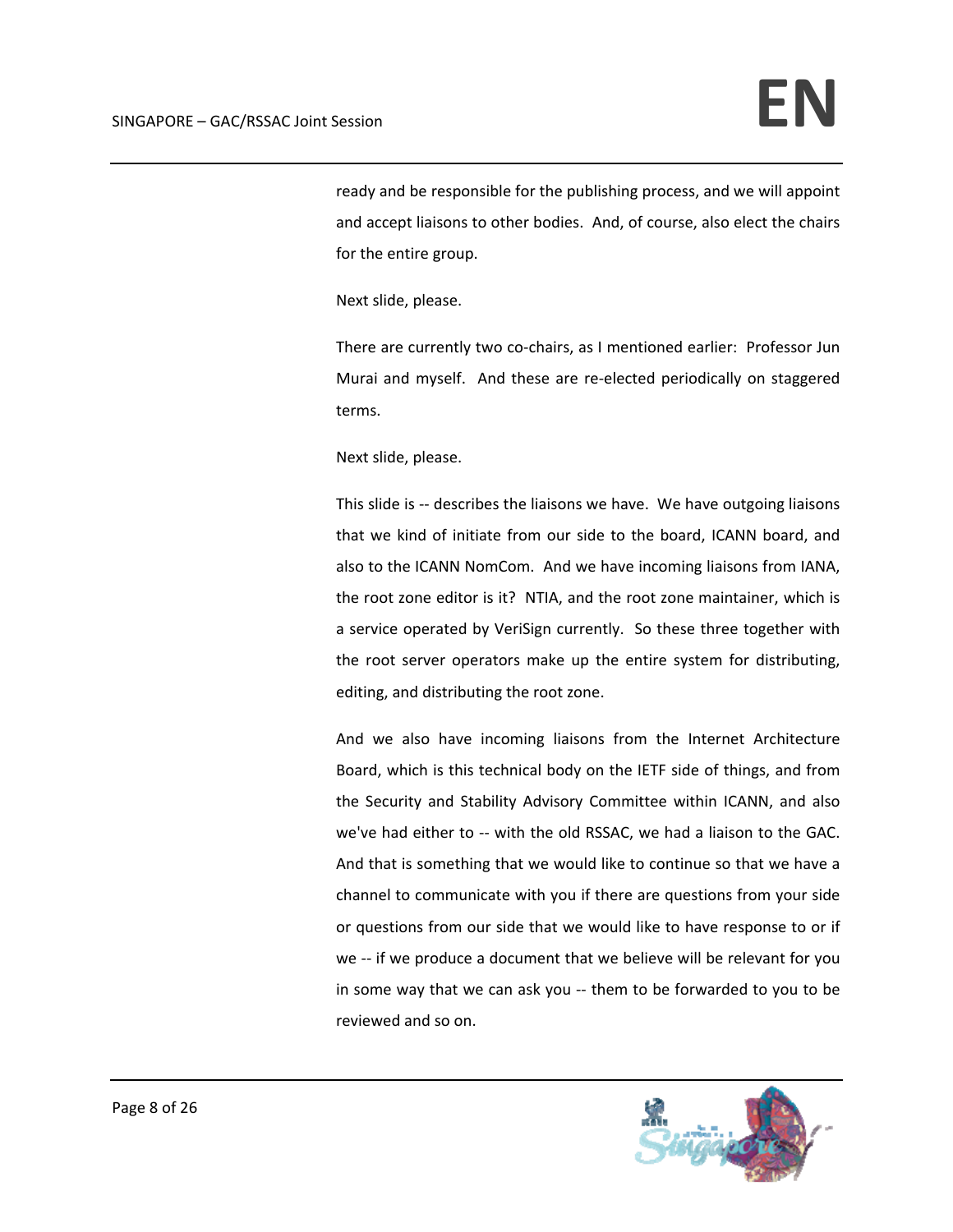ready and be responsible for the publishing process, and we will appoint and accept liaisons to other bodies. And, of course, also elect the chairs for the entire group.

Next slide, please.

There are currently two co-chairs, as I mentioned earlier: Professor Jun Murai and myself. And these are re-elected periodically on staggered terms.

Next slide, please.

This slide is -- describes the liaisons we have. We have outgoing liaisons that we kind of initiate from our side to the board, ICANN board, and also to the ICANN NomCom. And we have incoming liaisons from IANA, the root zone editor is it? NTIA, and the root zone maintainer, which is a service operated by VeriSign currently. So these three together with the root server operators make up the entire system for distributing, editing, and distributing the root zone.

And we also have incoming liaisons from the Internet Architecture Board, which is this technical body on the IETF side of things, and from the Security and Stability Advisory Committee within ICANN, and also we've had either to -- with the old RSSAC, we had a liaison to the GAC. And that is something that we would like to continue so that we have a channel to communicate with you if there are questions from your side or questions from our side that we would like to have response to or if we -- if we produce a document that we believe will be relevant for you in some way that we can ask you -- them to be forwarded to you to be reviewed and so on.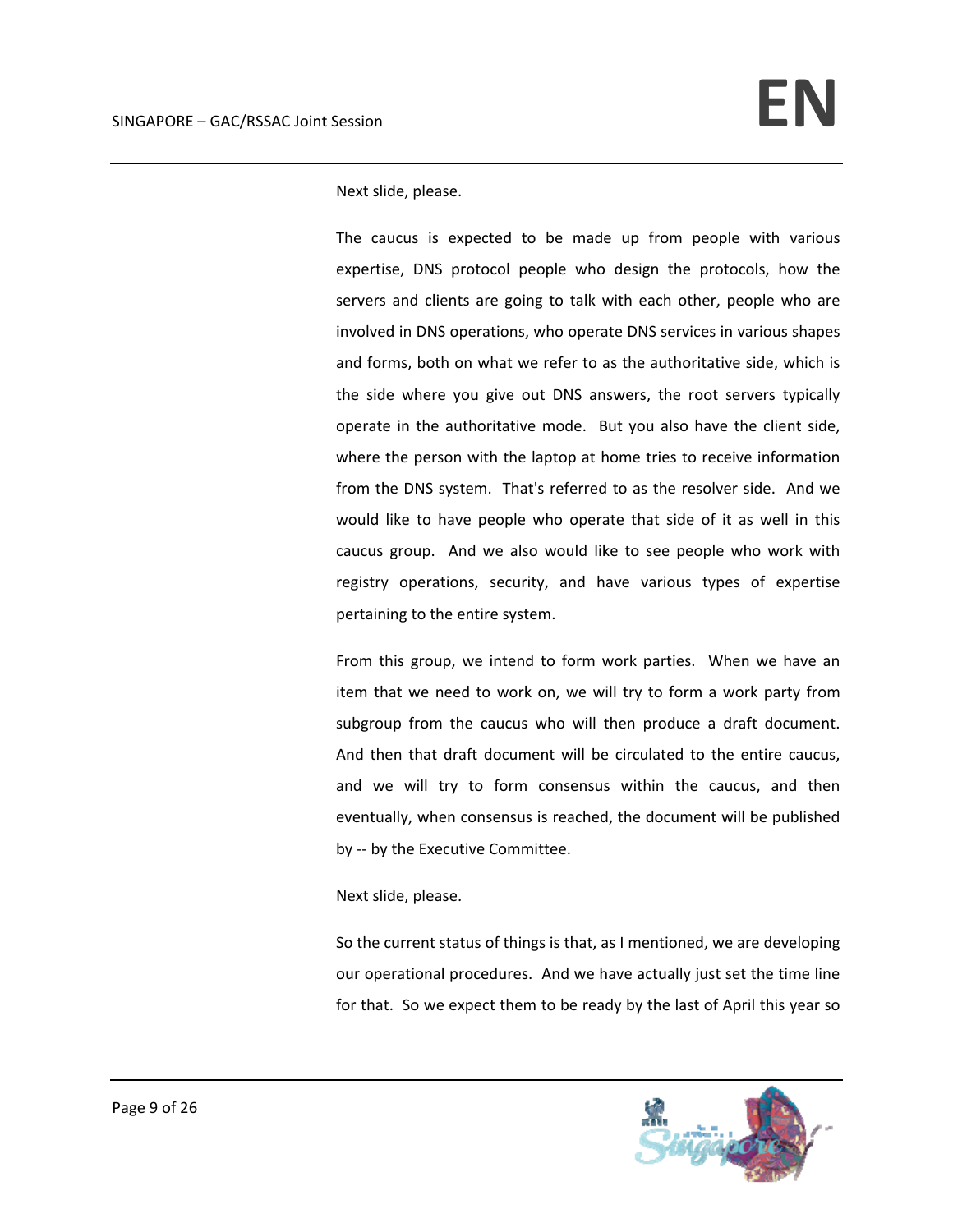Next slide, please.

The caucus is expected to be made up from people with various expertise, DNS protocol people who design the protocols, how the servers and clients are going to talk with each other, people who are involved in DNS operations, who operate DNS services in various shapes and forms, both on what we refer to as the authoritative side, which is the side where you give out DNS answers, the root servers typically operate in the authoritative mode. But you also have the client side, where the person with the laptop at home tries to receive information from the DNS system. That's referred to as the resolver side. And we would like to have people who operate that side of it as well in this caucus group. And we also would like to see people who work with registry operations, security, and have various types of expertise pertaining to the entire system.

From this group, we intend to form work parties. When we have an item that we need to work on, we will try to form a work party from subgroup from the caucus who will then produce a draft document. And then that draft document will be circulated to the entire caucus, and we will try to form consensus within the caucus, and then eventually, when consensus is reached, the document will be published by -- by the Executive Committee.

Next slide, please.

So the current status of things is that, as I mentioned, we are developing our operational procedures. And we have actually just set the time line for that. So we expect them to be ready by the last of April this year so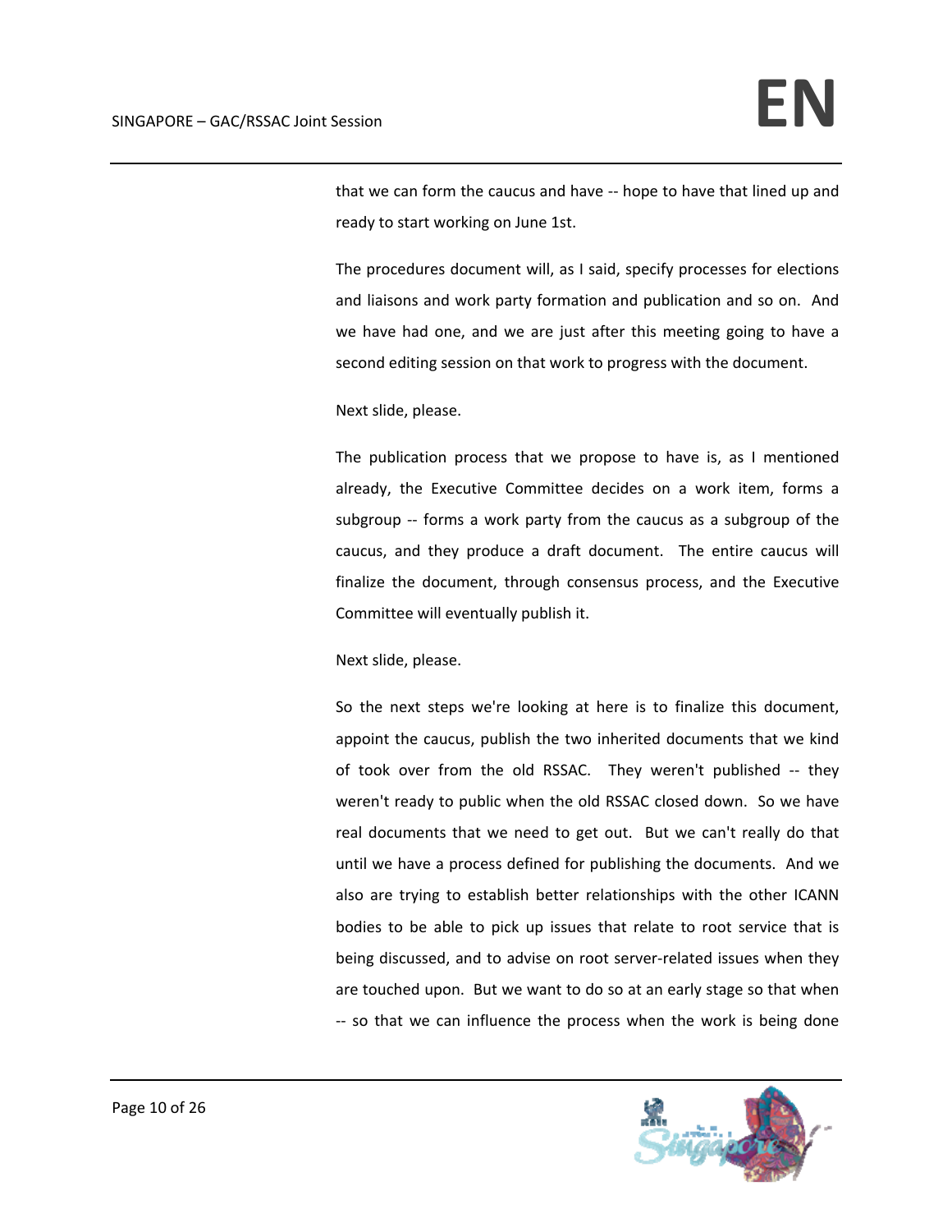that we can form the caucus and have -- hope to have that lined up and ready to start working on June 1st.

The procedures document will, as I said, specify processes for elections and liaisons and work party formation and publication and so on. And we have had one, and we are just after this meeting going to have a second editing session on that work to progress with the document.

Next slide, please.

The publication process that we propose to have is, as I mentioned already, the Executive Committee decides on a work item, forms a subgroup -- forms a work party from the caucus as a subgroup of the caucus, and they produce a draft document. The entire caucus will finalize the document, through consensus process, and the Executive Committee will eventually publish it.

Next slide, please.

So the next steps we're looking at here is to finalize this document, appoint the caucus, publish the two inherited documents that we kind of took over from the old RSSAC. They weren't published -- they weren't ready to public when the old RSSAC closed down. So we have real documents that we need to get out. But we can't really do that until we have a process defined for publishing the documents. And we also are trying to establish better relationships with the other ICANN bodies to be able to pick up issues that relate to root service that is being discussed, and to advise on root server-related issues when they are touched upon. But we want to do so at an early stage so that when -- so that we can influence the process when the work is being done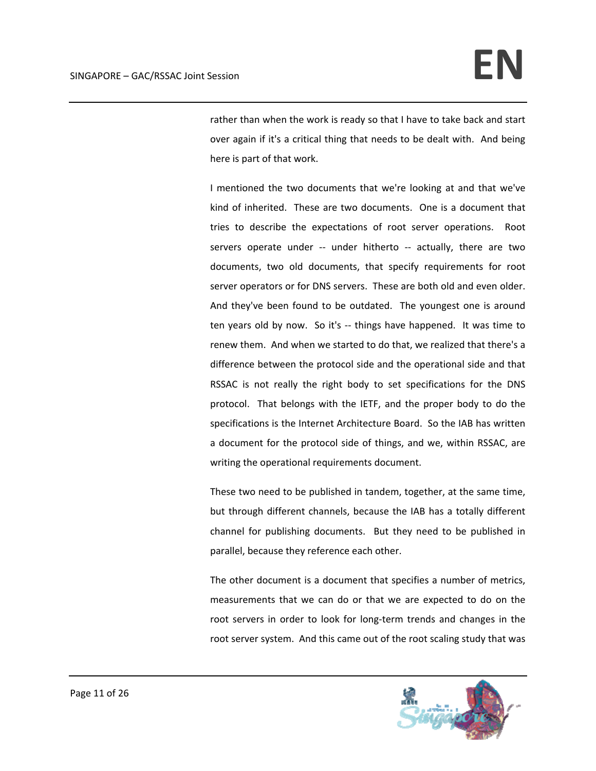rather than when the work is ready so that I have to take back and start over again if it's a critical thing that needs to be dealt with. And being here is part of that work.

I mentioned the two documents that we're looking at and that we've kind of inherited. These are two documents. One is a document that tries to describe the expectations of root server operations. Root servers operate under -- under hitherto -- actually, there are two documents, two old documents, that specify requirements for root server operators or for DNS servers. These are both old and even older. And they've been found to be outdated. The youngest one is around ten years old by now. So it's -- things have happened. It was time to renew them. And when we started to do that, we realized that there's a difference between the protocol side and the operational side and that RSSAC is not really the right body to set specifications for the DNS protocol. That belongs with the IETF, and the proper body to do the specifications is the Internet Architecture Board. So the IAB has written a document for the protocol side of things, and we, within RSSAC, are writing the operational requirements document.

These two need to be published in tandem, together, at the same time, but through different channels, because the IAB has a totally different channel for publishing documents. But they need to be published in parallel, because they reference each other.

The other document is a document that specifies a number of metrics, measurements that we can do or that we are expected to do on the root servers in order to look for long-term trends and changes in the root server system. And this came out of the root scaling study that was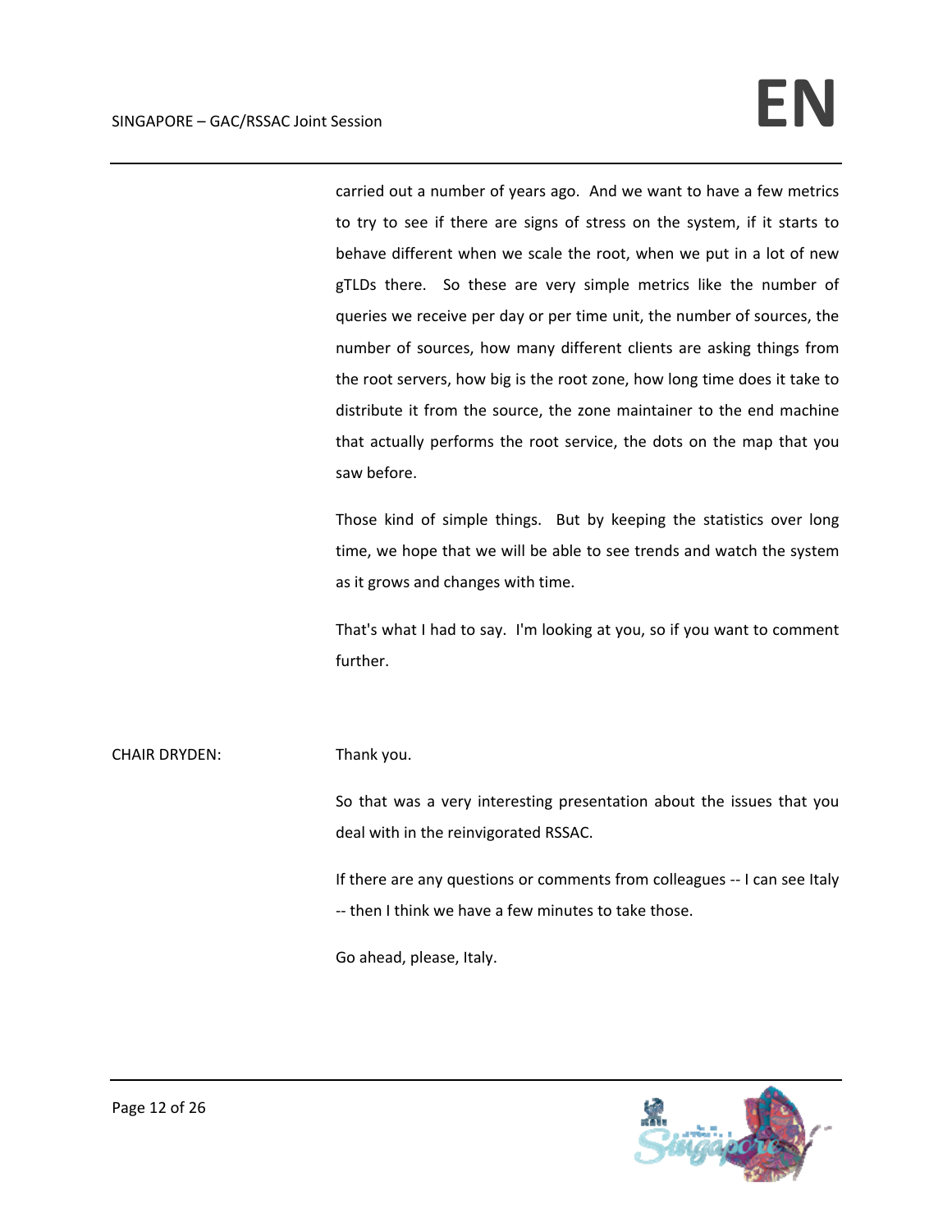carried out a number of years ago. And we want to have a few metrics to try to see if there are signs of stress on the system, if it starts to behave different when we scale the root, when we put in a lot of new gTLDs there. So these are very simple metrics like the number of queries we receive per day or per time unit, the number of sources, the number of sources, how many different clients are asking things from the root servers, how big is the root zone, how long time does it take to distribute it from the source, the zone maintainer to the end machine that actually performs the root service, the dots on the map that you saw before.

Those kind of simple things. But by keeping the statistics over long time, we hope that we will be able to see trends and watch the system as it grows and changes with time.

That's what I had to say. I'm looking at you, so if you want to comment further.

CHAIR DRYDEN: Thank you.

So that was a very interesting presentation about the issues that you deal with in the reinvigorated RSSAC.

If there are any questions or comments from colleagues -- I can see Italy -- then I think we have a few minutes to take those.

Go ahead, please, Italy.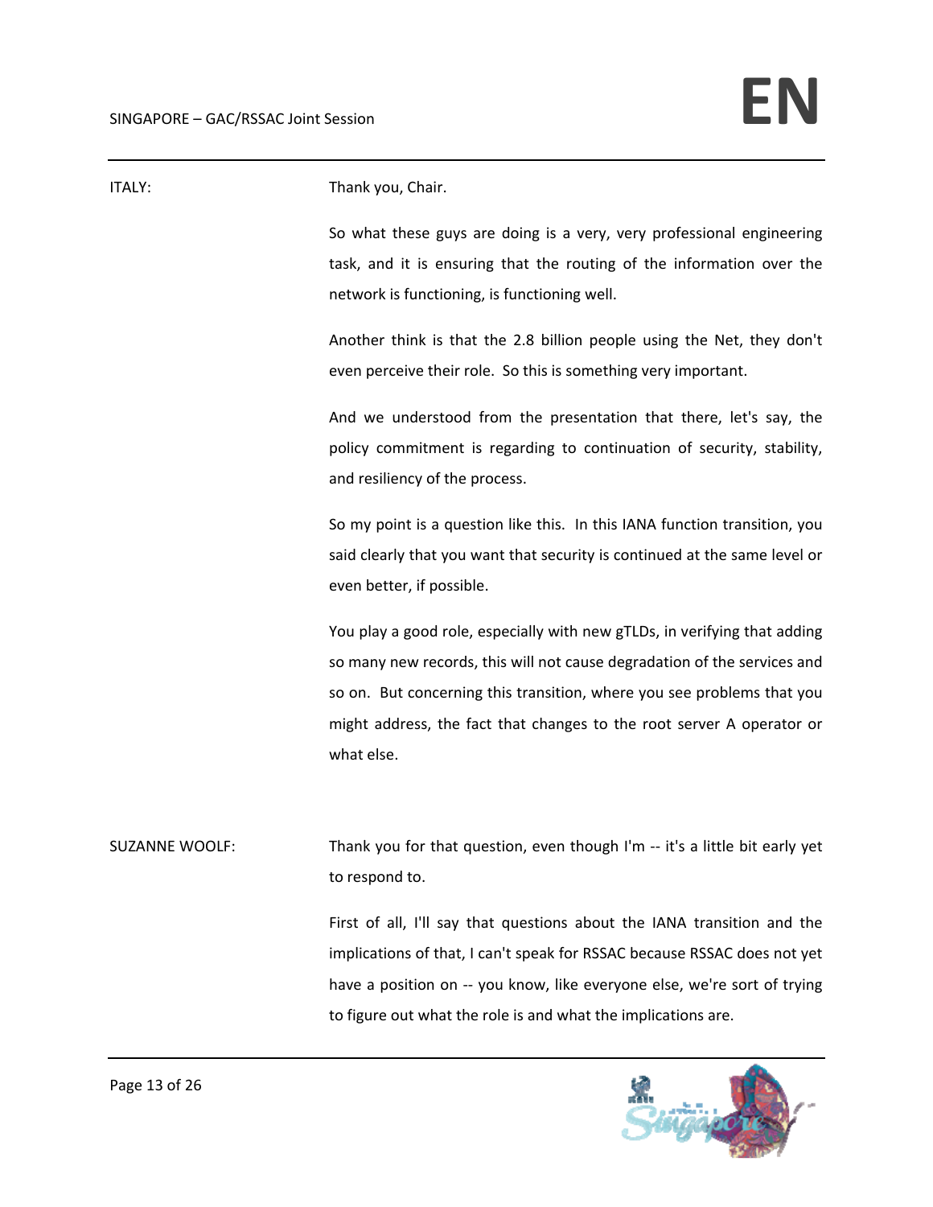ITALY: Thank you, Chair.

So what these guys are doing is a very, very professional engineering task, and it is ensuring that the routing of the information over the network is functioning, is functioning well.

Another think is that the 2.8 billion people using the Net, they don't even perceive their role. So this is something very important.

And we understood from the presentation that there, let's say, the policy commitment is regarding to continuation of security, stability, and resiliency of the process.

So my point is a question like this. In this IANA function transition, you said clearly that you want that security is continued at the same level or even better, if possible.

You play a good role, especially with new gTLDs, in verifying that adding so many new records, this will not cause degradation of the services and so on. But concerning this transition, where you see problems that you might address, the fact that changes to the root server A operator or what else.

SUZANNE WOOLF: Thank you for that question, even though I'm -- it's a little bit early yet to respond to.

First of all, I'll say that questions about the IANA transition and the implications of that, I can't speak for RSSAC because RSSAC does not yet have a position on -- you know, like everyone else, we're sort of trying to figure out what the role is and what the implications are.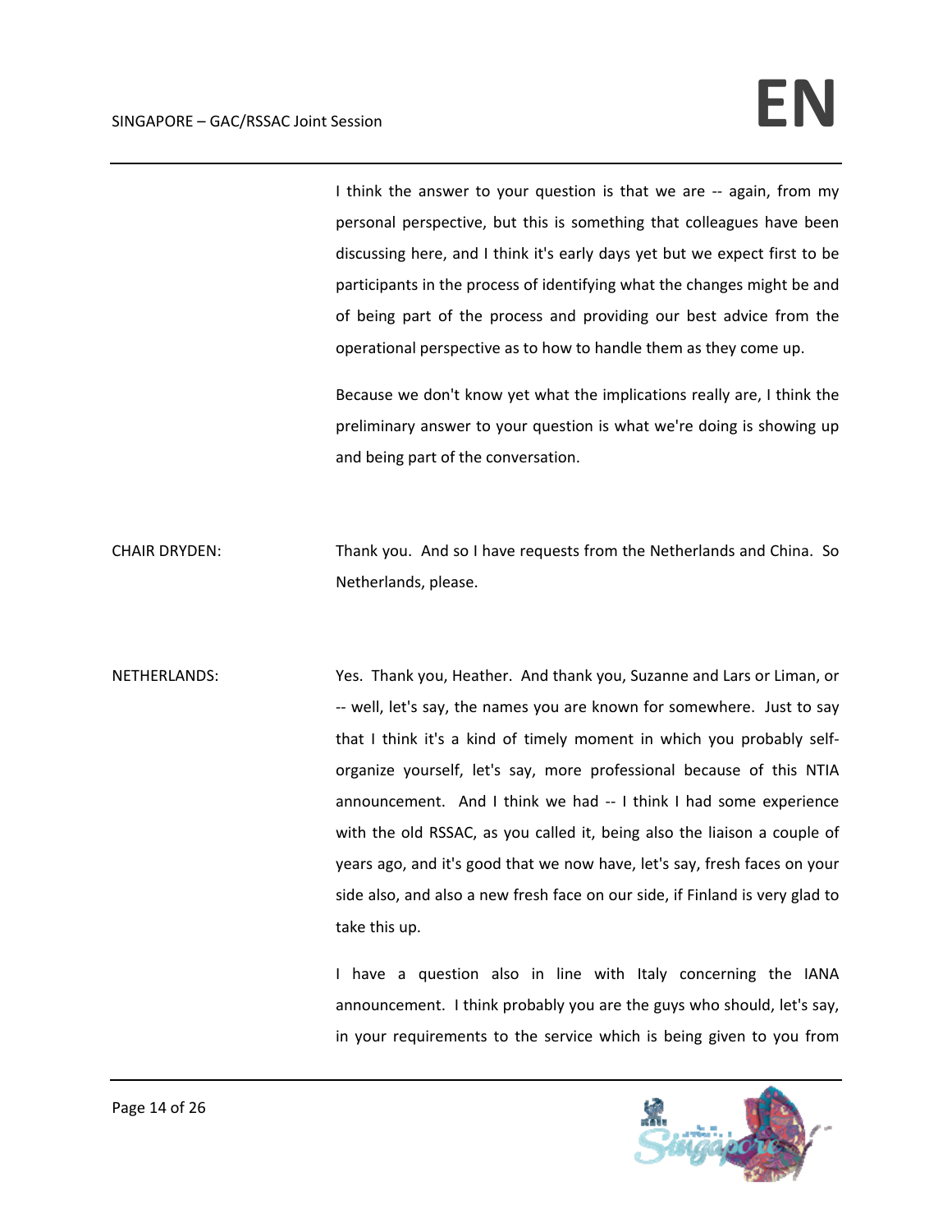I think the answer to your question is that we are -- again, from my personal perspective, but this is something that colleagues have been discussing here, and I think it's early days yet but we expect first to be participants in the process of identifying what the changes might be and of being part of the process and providing our best advice from the operational perspective as to how to handle them as they come up.

Because we don't know yet what the implications really are, I think the preliminary answer to your question is what we're doing is showing up and being part of the conversation.

CHAIR DRYDEN: Thank you. And so I have requests from the Netherlands and China. So Netherlands, please.

NETHERLANDS: Yes. Thank you, Heather. And thank you, Suzanne and Lars or Liman, or -- well, let's say, the names you are known for somewhere. Just to say that I think it's a kind of timely moment in which you probably self-organize yourself, let's say, more professional because of this NTIA announcement. And I think we had -- I think I had some experience with the old RSSAC, as you called it, being also the liaison a couple of years ago, and it's good that we now have, let's say, fresh faces on your side also, and also a new fresh face on our side, if Finland is very glad to take this up.

I have a question also in line with Italy concerning the IANA announcement. I think probably you are the guys who should, let's say, in your requirements to the service which is being given to you from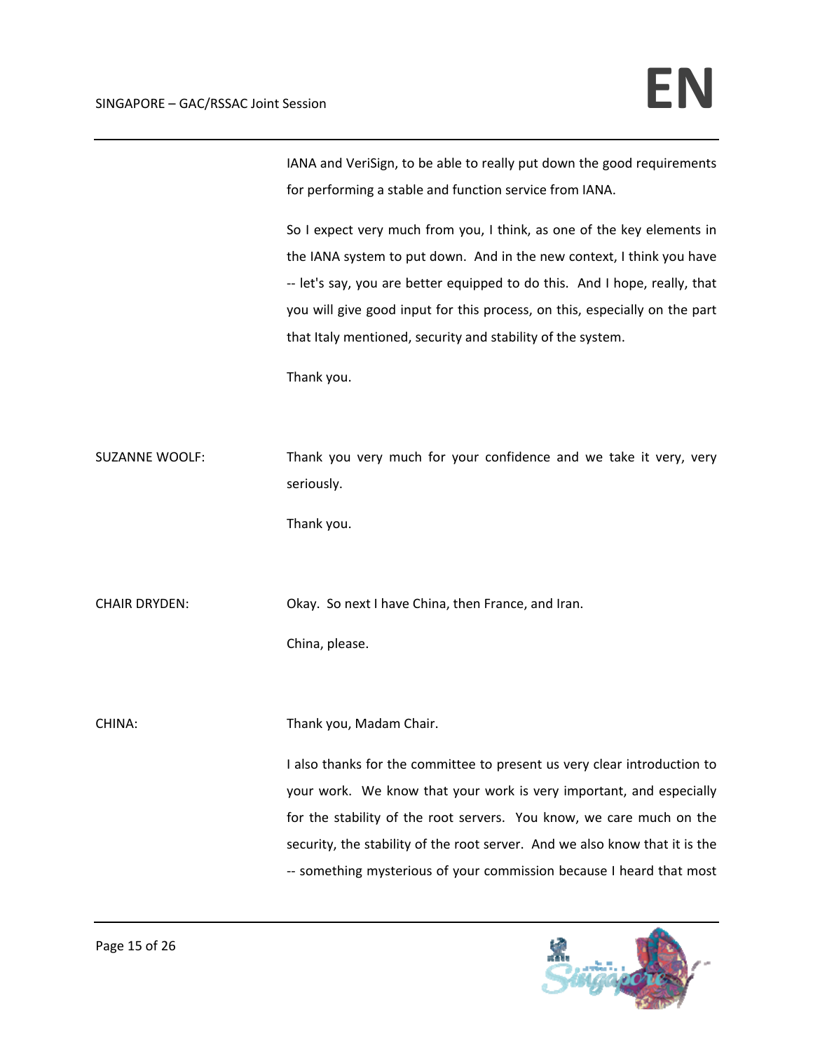IANA and VeriSign, to be able to really put down the good requirements for performing a stable and function service from IANA.

So I expect very much from you, I think, as one of the key elements in the IANA system to put down. And in the new context, I think you have -- let's say, you are better equipped to do this. And I hope, really, that you will give good input for this process, on this, especially on the part that Italy mentioned, security and stability of the system.

Thank you.

SUZANNE WOOLF: Thank you very much for your confidence and we take it very, very seriously.

Thank you.

CHAIR DRYDEN: Okay. So next I have China, then France, and Iran.

China, please.

CHINA: Thank you, Madam Chair.

I also thanks for the committee to present us very clear introduction to your work. We know that your work is very important, and especially for the stability of the root servers. You know, we care much on the security, the stability of the root server. And we also know that it is the -- something mysterious of your commission because I heard that most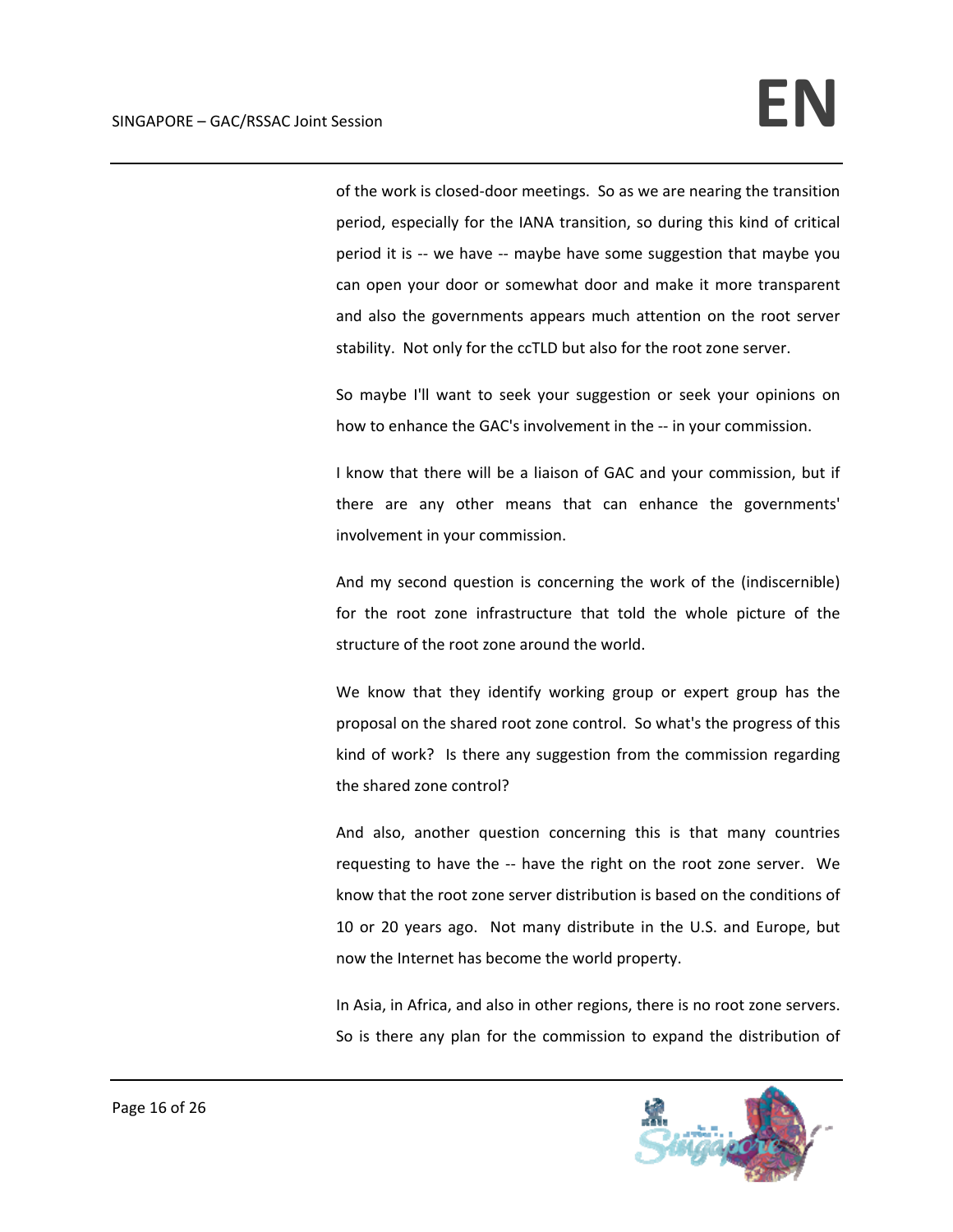of the work is closed-door meetings. So as we are nearing the transition period, especially for the IANA transition, so during this kind of critical period it is -- we have -- maybe have some suggestion that maybe you can open your door or somewhat door and make it more transparent and also the governments appears much attention on the root server stability. Not only for the ccTLD but also for the root zone server.

So maybe I'll want to seek your suggestion or seek your opinions on how to enhance the GAC's involvement in the -- in your commission.

I know that there will be a liaison of GAC and your commission, but if there are any other means that can enhance the governments' involvement in your commission.

And my second question is concerning the work of the (indiscernible) for the root zone infrastructure that told the whole picture of the structure of the root zone around the world.

We know that they identify working group or expert group has the proposal on the shared root zone control. So what's the progress of this kind of work? Is there any suggestion from the commission regarding the shared zone control?

And also, another question concerning this is that many countries requesting to have the -- have the right on the root zone server. We know that the root zone server distribution is based on the conditions of 10 or 20 years ago. Not many distribute in the U.S. and Europe, but now the Internet has become the world property.

In Asia, in Africa, and also in other regions, there is no root zone servers. So is there any plan for the commission to expand the distribution of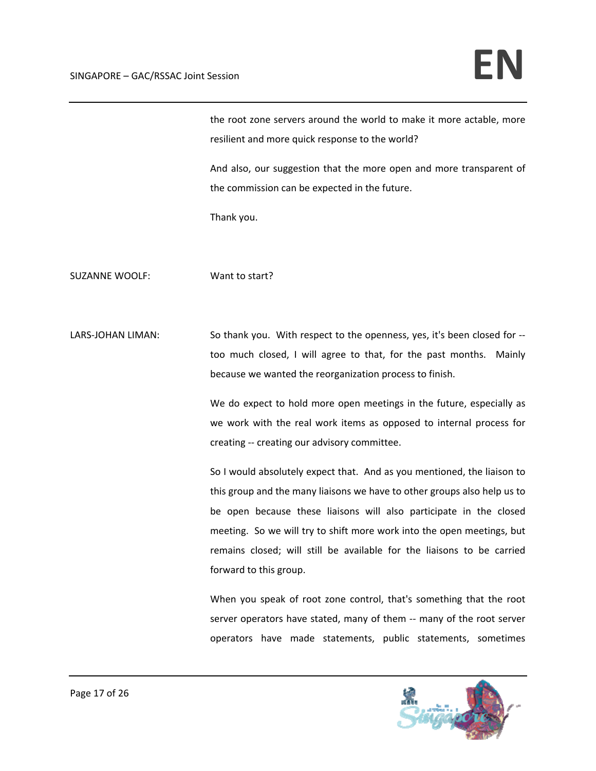the root zone servers around the world to make it more actable, more resilient and more quick response to the world?

And also, our suggestion that the more open and more transparent of the commission can be expected in the future.

Thank you.

SUZANNE WOOLF: Want to start?

LARS-JOHAN LIMAN: So thank you. With respect to the openness, yes, it's been closed for -- too much closed, I will agree to that, for the past months. Mainly because we wanted the reorganization process to finish.

We do expect to hold more open meetings in the future, especially as we work with the real work items as opposed to internal process for creating -- creating our advisory committee.

So I would absolutely expect that. And as you mentioned, the liaison to this group and the many liaisons we have to other groups also help us to be open because these liaisons will also participate in the closed meeting. So we will try to shift more work into the open meetings, but remains closed; will still be available for the liaisons to be carried forward to this group.

When you speak of root zone control, that's something that the root server operators have stated, many of them -- many of the root server operators have made statements, public statements, sometimes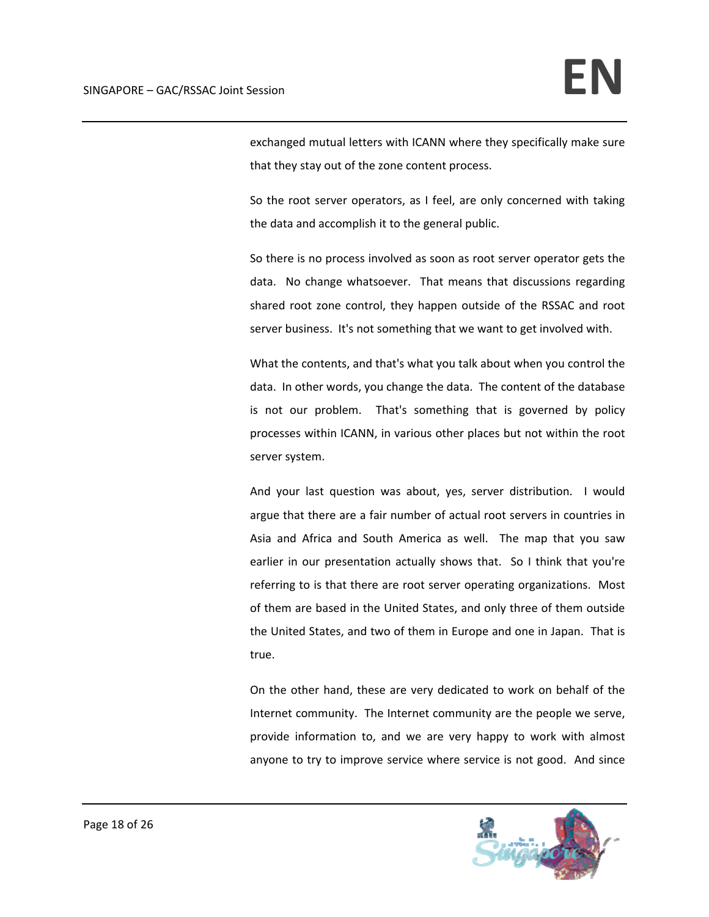exchanged mutual letters with ICANN where they specifically make sure that they stay out of the zone content process.

So the root server operators, as I feel, are only concerned with taking the data and accomplish it to the general public.

So there is no process involved as soon as root server operator gets the data. No change whatsoever. That means that discussions regarding shared root zone control, they happen outside of the RSSAC and root server business. It's not something that we want to get involved with.

What the contents, and that's what you talk about when you control the data. In other words, you change the data. The content of the database is not our problem. That's something that is governed by policy processes within ICANN, in various other places but not within the root server system.

And your last question was about, yes, server distribution. I would argue that there are a fair number of actual root servers in countries in Asia and Africa and South America as well. The map that you saw earlier in our presentation actually shows that. So I think that you're referring to is that there are root server operating organizations. Most of them are based in the United States, and only three of them outside the United States, and two of them in Europe and one in Japan. That is true.

On the other hand, these are very dedicated to work on behalf of the Internet community. The Internet community are the people we serve, provide information to, and we are very happy to work with almost anyone to try to improve service where service is not good. And since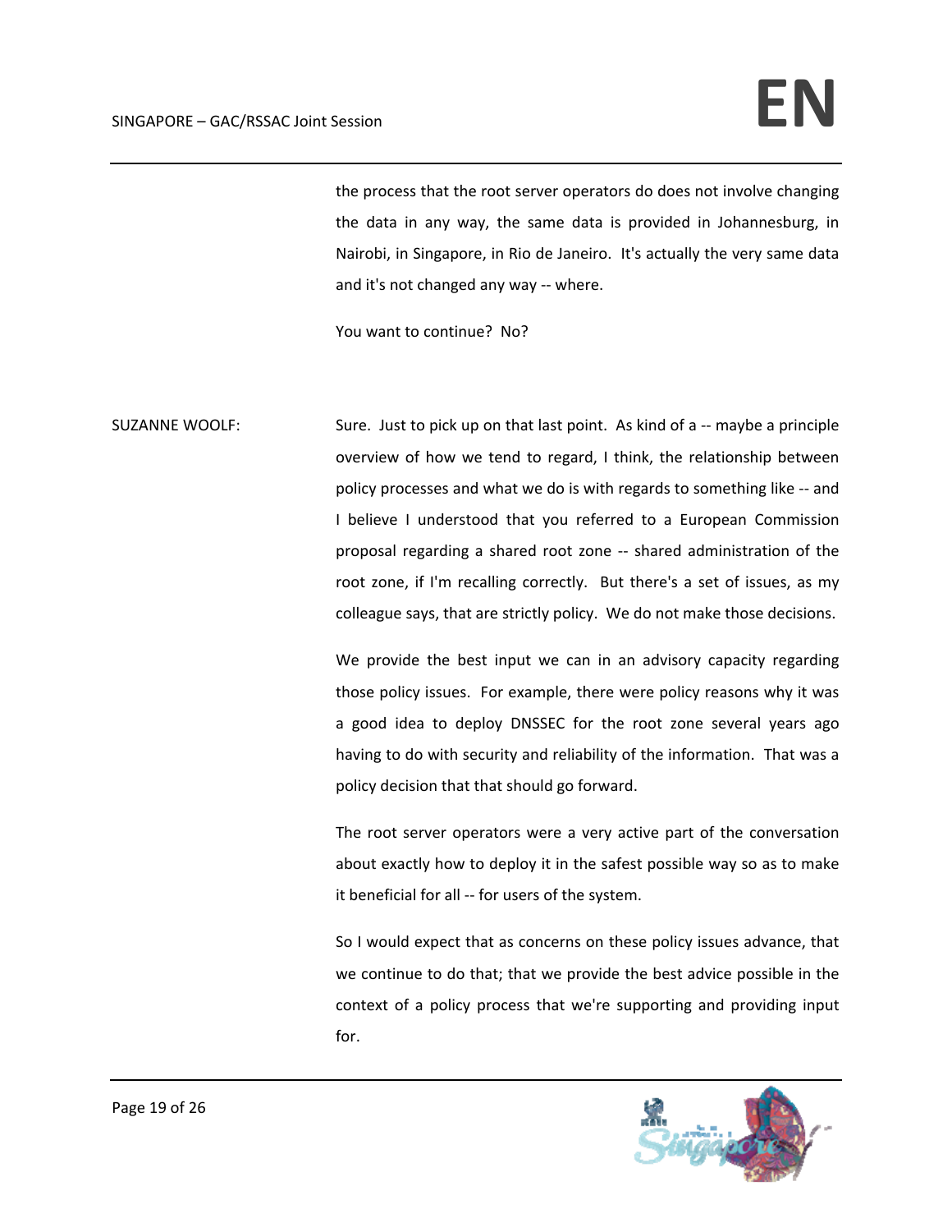the process that the root server operators do does not involve changing the data in any way, the same data is provided in Johannesburg, in Nairobi, in Singapore, in Rio de Janeiro. It's actually the very same data and it's not changed any way -- where.

You want to continue? No?

SUZANNE WOOLF: Sure. Just to pick up on that last point. As kind of a -- maybe a principle overview of how we tend to regard, I think, the relationship between policy processes and what we do is with regards to something like -- and I believe I understood that you referred to a European Commission proposal regarding a shared root zone -- shared administration of the root zone, if I'm recalling correctly. But there's a set of issues, as my colleague says, that are strictly policy. We do not make those decisions.

We provide the best input we can in an advisory capacity regarding those policy issues. For example, there were policy reasons why it was a good idea to deploy DNSSEC for the root zone several years ago having to do with security and reliability of the information. That was a policy decision that that should go forward.

The root server operators were a very active part of the conversation about exactly how to deploy it in the safest possible way so as to make it beneficial for all -- for users of the system.

So I would expect that as concerns on these policy issues advance, that we continue to do that; that we provide the best advice possible in the context of a policy process that we're supporting and providing input for.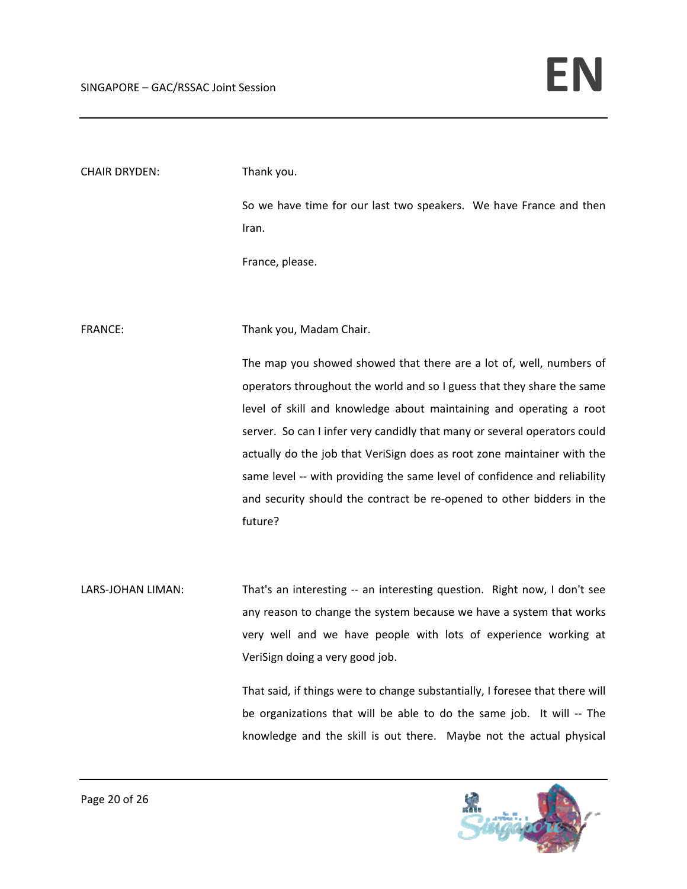CHAIR DRYDEN: Thank you.

So we have time for our last two speakers. We have France and then Iran.

France, please.

FRANCE: Thank you, Madam Chair.

The map you showed showed that there are a lot of, well, numbers of operators throughout the world and so I guess that they share the same level of skill and knowledge about maintaining and operating a root server. So can I infer very candidly that many or several operators could actually do the job that VeriSign does as root zone maintainer with the same level -- with providing the same level of confidence and reliability and security should the contract be re-opened to other bidders in the future?

LARS-JOHAN LIMAN: That's an interesting -- an interesting question. Right now, I don't see any reason to change the system because we have a system that works very well and we have people with lots of experience working at VeriSign doing a very good job.

That said, if things were to change substantially, I foresee that there will be organizations that will be able to do the same job. It will -- The knowledge and the skill is out there. Maybe not the actual physical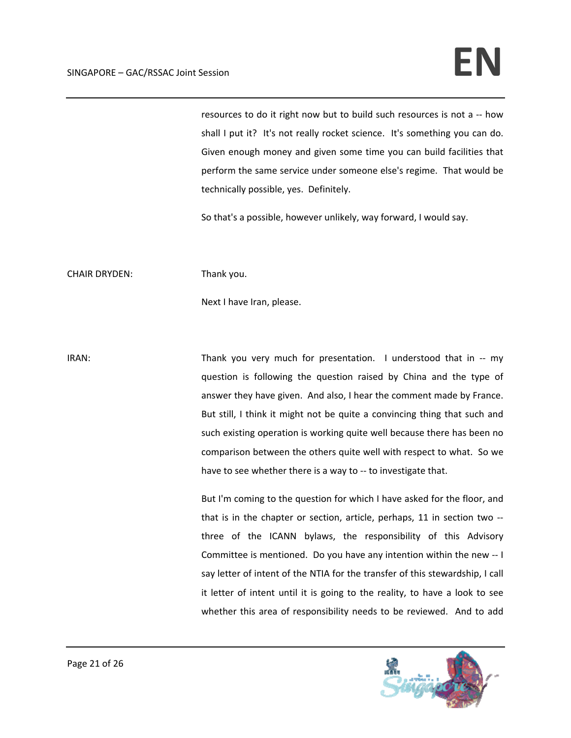resources to do it right now but to build such resources is not a -- how shall I put it? It's not really rocket science. It's something you can do. Given enough money and given some time you can build facilities that perform the same service under someone else's regime. That would be technically possible, yes. Definitely.

So that's a possible, however unlikely, way forward, I would say.

CHAIR DRYDEN: Thank you.

Next I have Iran, please.

IRAN: Thank you very much for presentation. I understood that in -- my question is following the question raised by China and the type of answer they have given. And also, I hear the comment made by France. But still, I think it might not be quite a convincing thing that such and such existing operation is working quite well because there has been no comparison between the others quite well with respect to what. So we have to see whether there is a way to -- to investigate that.

But I'm coming to the question for which I have asked for the floor, and that is in the chapter or section, article, perhaps, 11 in section two -- three of the ICANN bylaws, the responsibility of this Advisory Committee is mentioned. Do you have any intention within the new -- I say letter of intent of the NTIA for the transfer of this stewardship, I call it letter of intent until it is going to the reality, to have a look to see whether this area of responsibility needs to be reviewed. And to add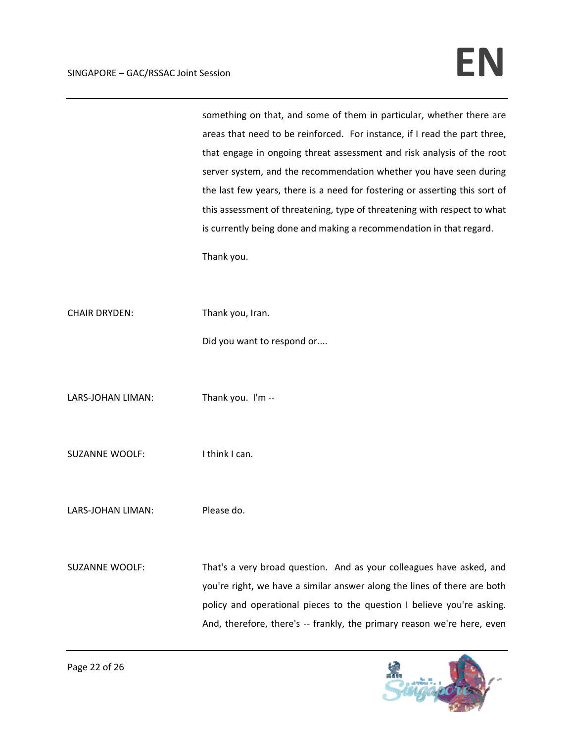something on that, and some of them in particular, whether there are areas that need to be reinforced. For instance, if I read the part three, that engage in ongoing threat assessment and risk analysis of the root server system, and the recommendation whether you have seen during the last few years, there is a need for fostering or asserting this sort of this assessment of threatening, type of threatening with respect to what is currently being done and making a recommendation in that regard.

Thank you.

CHAIR DRYDEN: Thank you, Iran.

Did you want to respond or....

LARS-JOHAN LIMAN: Thank you. I'm --

SUZANNE WOOLF: I think I can.

LARS-JOHAN LIMAN: Please do.

SUZANNE WOOLF: That's a very broad question. And as your colleagues have asked, and you're right, we have a similar answer along the lines of there are both policy and operational pieces to the question I believe you're asking. And, therefore, there's -- frankly, the primary reason we're here, even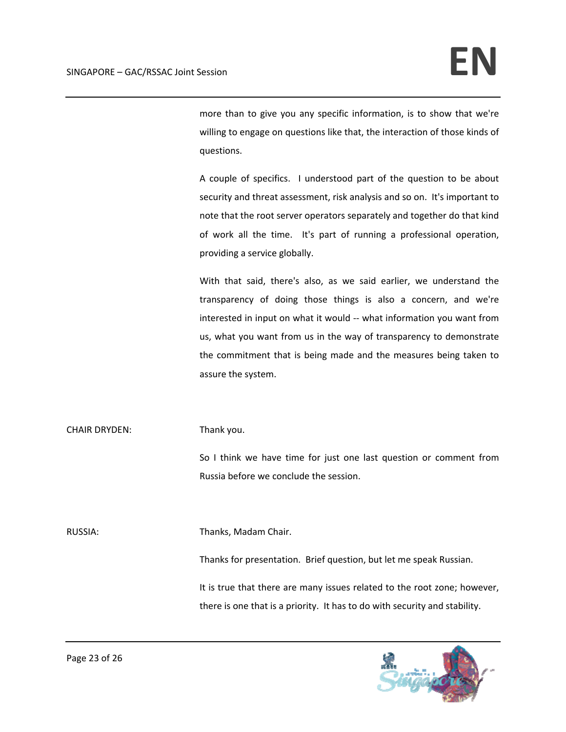more than to give you any specific information, is to show that we're willing to engage on questions like that, the interaction of those kinds of questions.

A couple of specifics. I understood part of the question to be about security and threat assessment, risk analysis and so on. It's important to note that the root server operators separately and together do that kind of work all the time. It's part of running a professional operation, providing a service globally.

With that said, there's also, as we said earlier, we understand the transparency of doing those things is also a concern, and we're interested in input on what it would -- what information you want from us, what you want from us in the way of transparency to demonstrate the commitment that is being made and the measures being taken to assure the system.

CHAIR DRYDEN: Thank you.

So I think we have time for just one last question or comment from Russia before we conclude the session.

RUSSIA: Thanks, Madam Chair.

Thanks for presentation. Brief question, but let me speak Russian.

It is true that there are many issues related to the root zone; however, there is one that is a priority. It has to do with security and stability.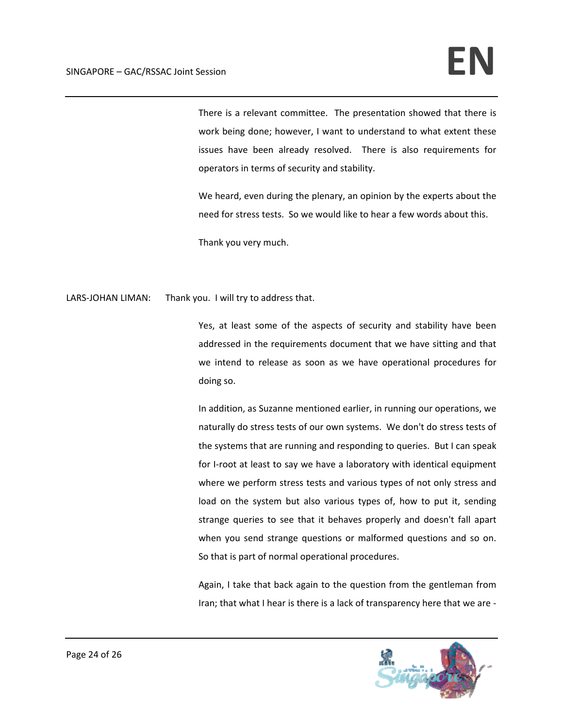There is a relevant committee. The presentation showed that there is work being done; however, I want to understand to what extent these issues have been already resolved. There is also requirements for operators in terms of security and stability.

We heard, even during the plenary, an opinion by the experts about the need for stress tests. So we would like to hear a few words about this.

Thank you very much.

LARS-JOHAN LIMAN: Thank you. I will try to address that.

Yes, at least some of the aspects of security and stability have been addressed in the requirements document that we have sitting and that we intend to release as soon as we have operational procedures for doing so.

In addition, as Suzanne mentioned earlier, in running our operations, we naturally do stress tests of our own systems. We don't do stress tests of the systems that are running and responding to queries. But I can speak for I-root at least to say we have a laboratory with identical equipment where we perform stress tests and various types of not only stress and load on the system but also various types of, how to put it, sending strange queries to see that it behaves properly and doesn't fall apart when you send strange questions or malformed questions and so on. So that is part of normal operational procedures.

Again, I take that back again to the question from the gentleman from Iran; that what I hear is there is a lack of transparency here that we are -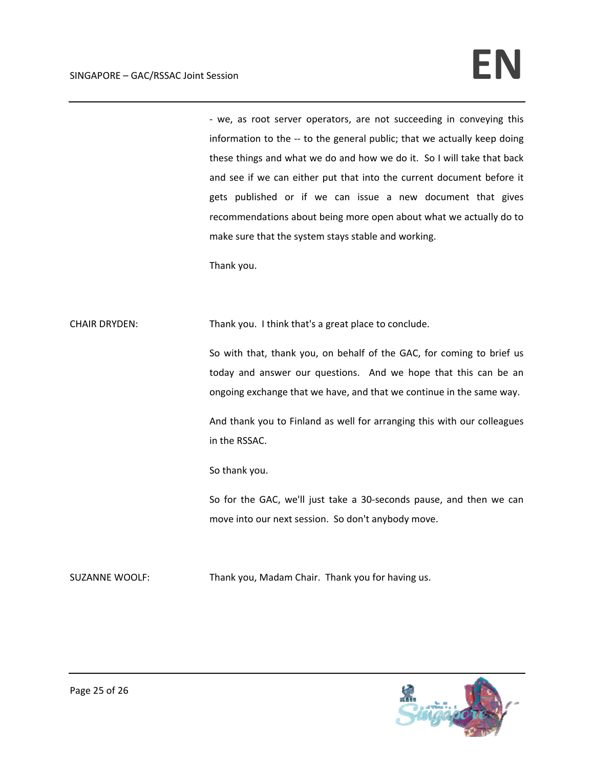- we, as root server operators, are not succeeding in conveying this information to the -- to the general public; that we actually keep doing these things and what we do and how we do it. So I will take that back and see if we can either put that into the current document before it gets published or if we can issue a new document that gives recommendations about being more open about what we actually do to make sure that the system stays stable and working.

Thank you.

CHAIR DRYDEN: Thank you. I think that's a great place to conclude.

So with that, thank you, on behalf of the GAC, for coming to brief us today and answer our questions. And we hope that this can be an ongoing exchange that we have, and that we continue in the same way.

And thank you to Finland as well for arranging this with our colleagues in the RSSAC.

So thank you.

So for the GAC, we'll just take a 30-seconds pause, and then we can move into our next session. So don't anybody move.

SUZANNE WOOLF: Thank you, Madam Chair. Thank you for having us.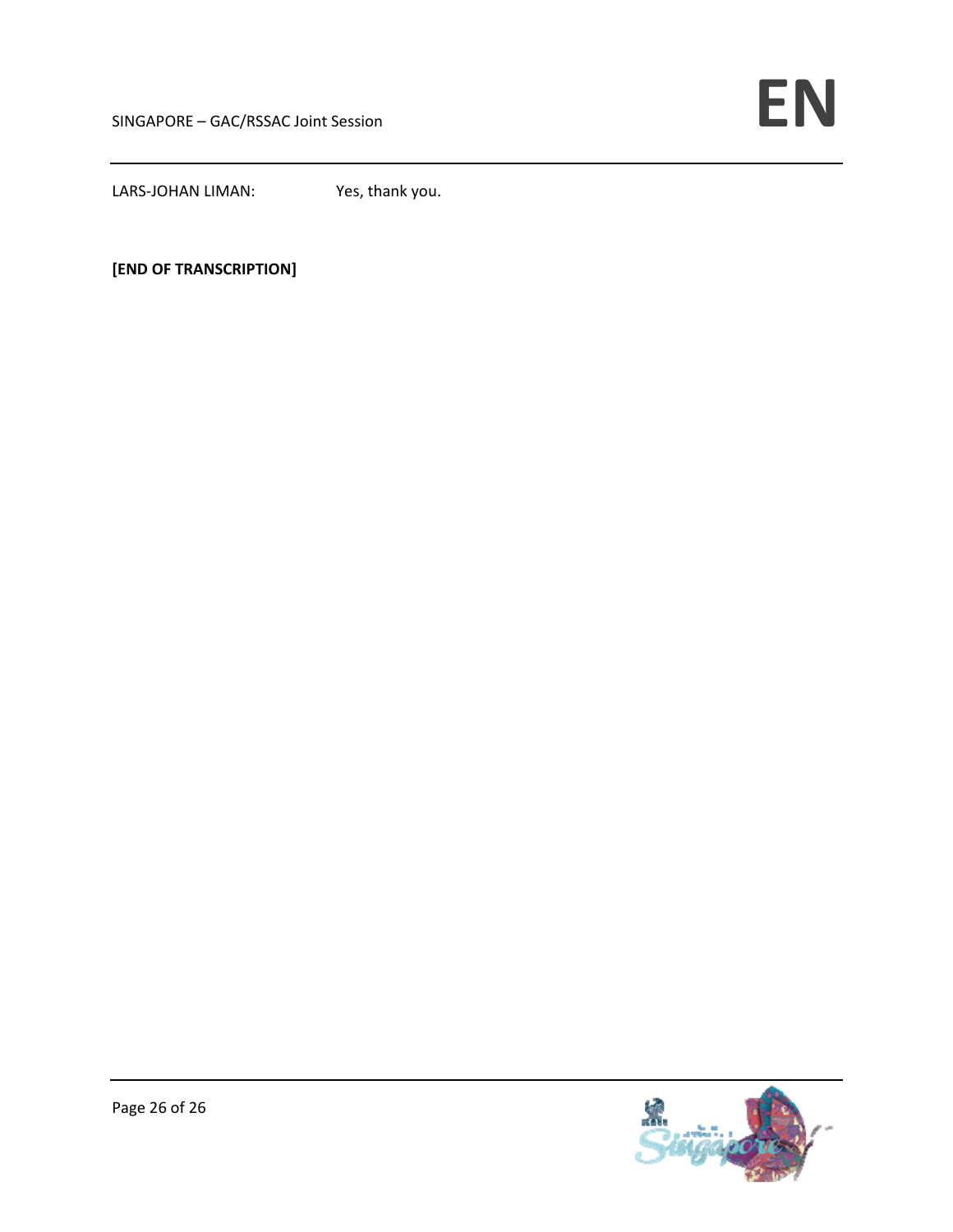LARS-JOHAN LIMAN: Yes, thank you.

**[END OF TRANSCRIPTION]**